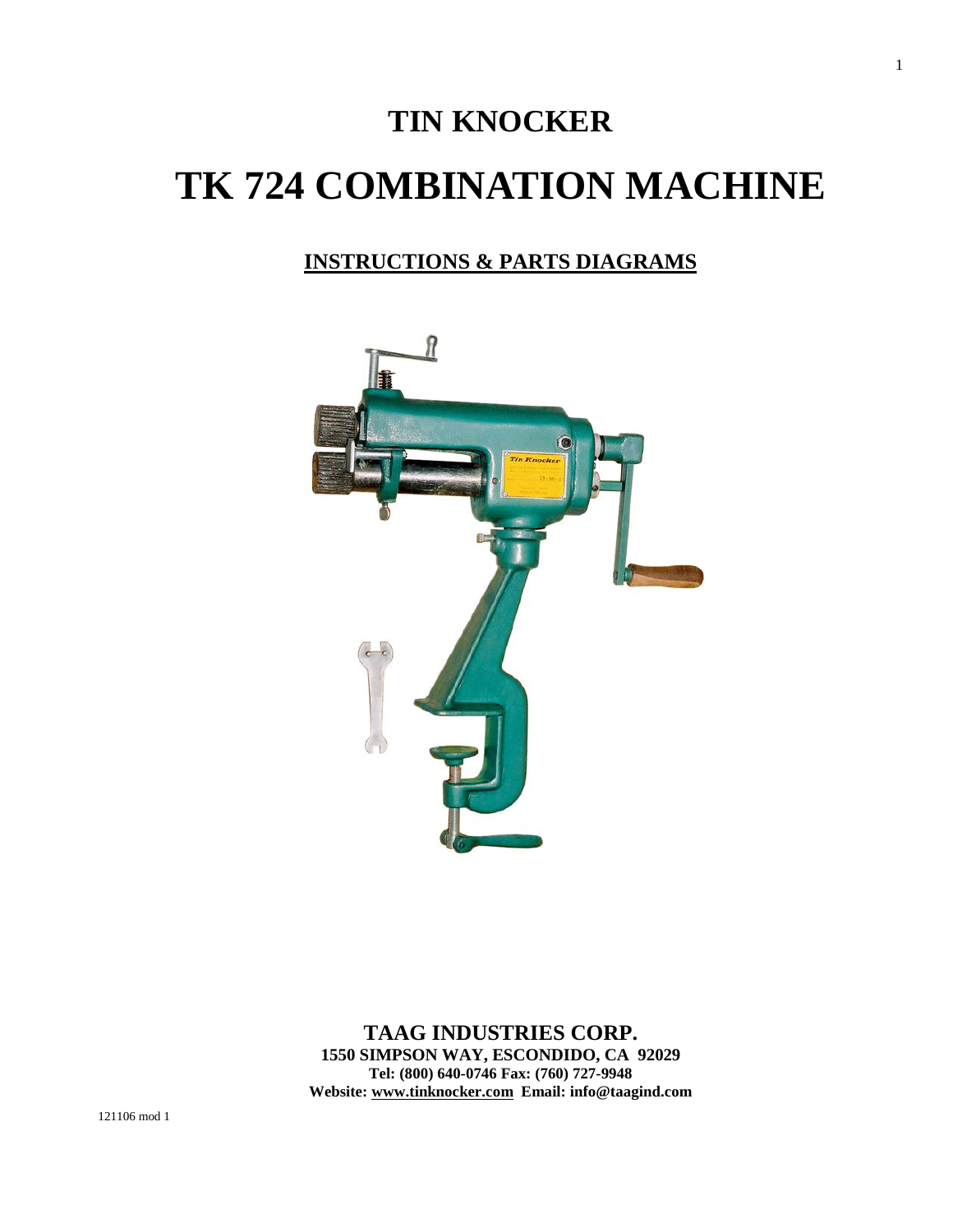# TIN KNOCKER

# TK 724 COMBINATION MACHINE

## INSTRUCTIONS & PARTS DIAGRAMS

**TAAG INDUSTRIES CORP.**
**1550 SIMPSON WAY, ESCONDIDO, CA 92029**
**Tel: (800) 640-0746 Fax: (760) 727-9948**
**Website: www.tinknocker.com Email: info@taagind.com**

121106 mod 1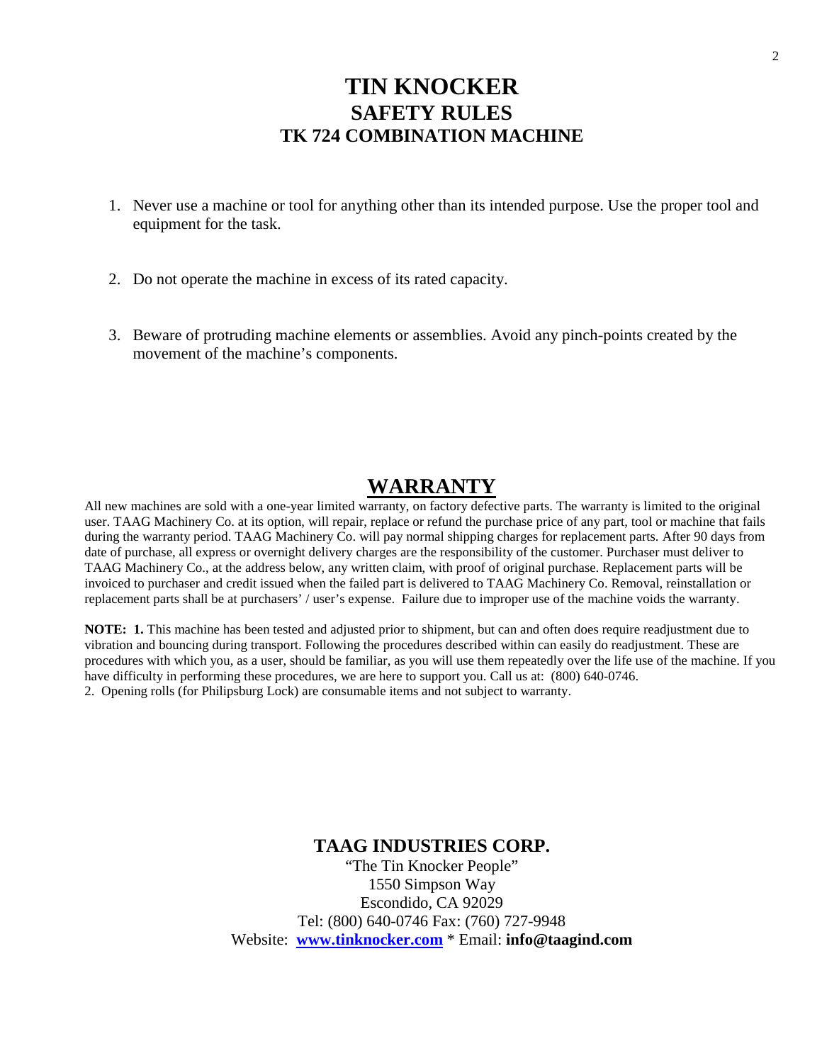# TIN KNOCKER
## SAFETY RULES
## TK 724 COMBINATION MACHINE

1. Never use a machine or tool for anything other than its intended purpose. Use the proper tool and equipment for the task.

2. Do not operate the machine in excess of its rated capacity.

3. Beware of protruding machine elements or assemblies. Avoid any pinch-points created by the movement of the machine's components.

## WARRANTY

All new machines are sold with a one-year limited warranty, on factory defective parts. The warranty is limited to the original user. TAAG Machinery Co. at its option, will repair, replace or refund the purchase price of any part, tool or machine that fails during the warranty period. TAAG Machinery Co. will pay normal shipping charges for replacement parts. After 90 days from date of purchase, all express or overnight delivery charges are the responsibility of the customer. Purchaser must deliver to TAAG Machinery Co., at the address below, any written claim, with proof of original purchase. Replacement parts will be invoiced to purchaser and credit issued when the failed part is delivered to TAAG Machinery Co. Removal, reinstallation or replacement parts shall be at purchasers' / user's expense. Failure due to improper use of the machine voids the warranty.

**NOTE: 1.** This machine has been tested and adjusted prior to shipment, but can and often does require readjustment due to vibration and bouncing during transport. Following the procedures described within can easily do readjustment. These are procedures with which you, as a user, should be familiar, as you will use them repeatedly over the life use of the machine. If you have difficulty in performing these procedures, we are here to support you. Call us at: (800) 640-0746.
2. Opening rolls (for Philipsburg Lock) are consumable items and not subject to warranty.

**TAAG INDUSTRIES CORP.**
"The Tin Knocker People"
1550 Simpson Way
Escondido, CA 92029
Tel: (800) 640-0746 Fax: (760) 727-9948
Website: **www.tinknocker.com** * Email: **info@taagind.com**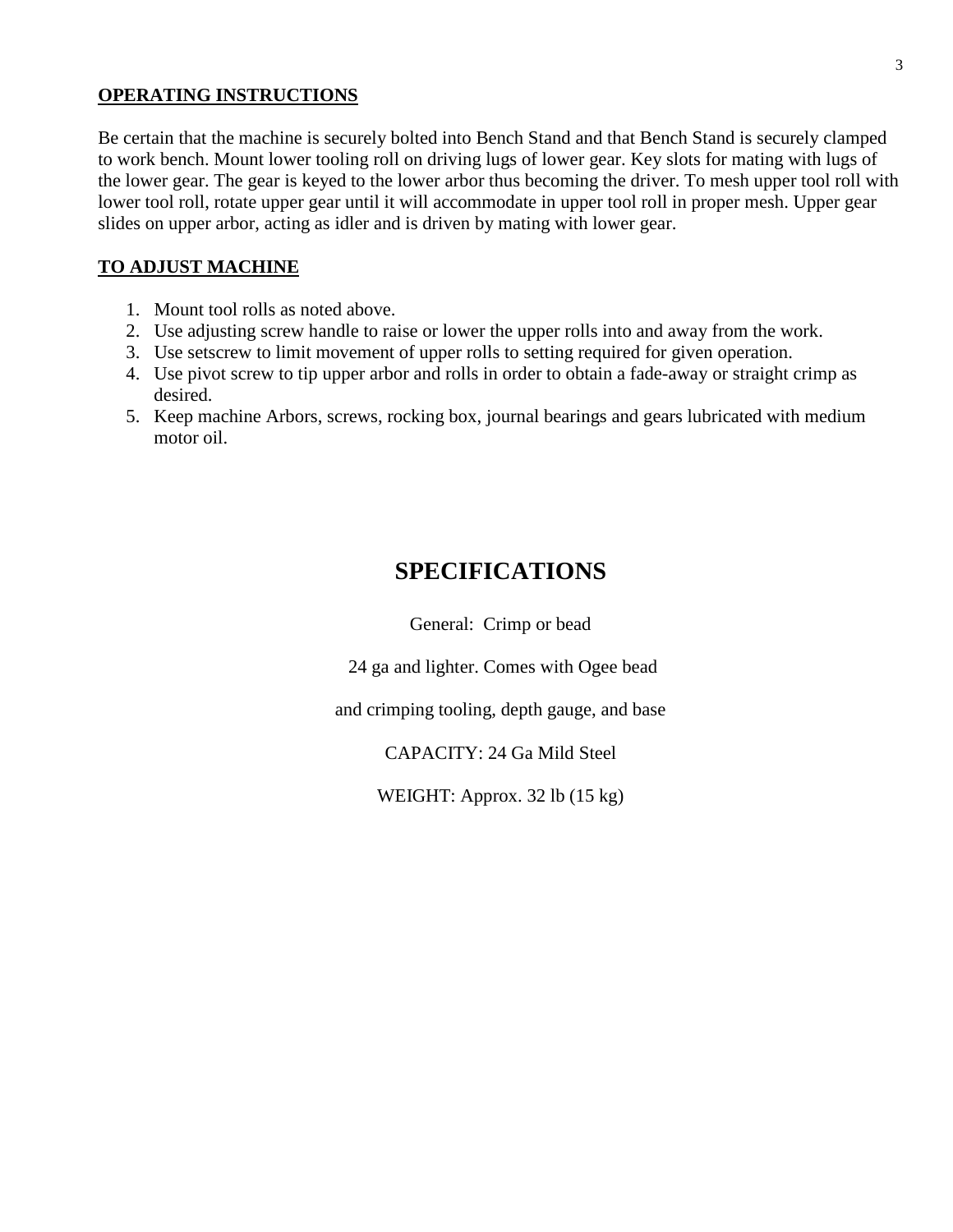## OPERATING INSTRUCTIONS

Be certain that the machine is securely bolted into Bench Stand and that Bench Stand is securely clamped to work bench. Mount lower tooling roll on driving lugs of lower gear. Key slots for mating with lugs of the lower gear. The gear is keyed to the lower arbor thus becoming the driver. To mesh upper tool roll with lower tool roll, rotate upper gear until it will accommodate in upper tool roll in proper mesh. Upper gear slides on upper arbor, acting as idler and is driven by mating with lower gear.

## TO ADJUST MACHINE

1. Mount tool rolls as noted above.
2. Use adjusting screw handle to raise or lower the upper rolls into and away from the work.
3. Use setscrew to limit movement of upper rolls to setting required for given operation.
4. Use pivot screw to tip upper arbor and rolls in order to obtain a fade-away or straight crimp as desired.
5. Keep machine Arbors, screws, rocking box, journal bearings and gears lubricated with medium motor oil.

# SPECIFICATIONS

General: Crimp or bead

24 ga and lighter. Comes with Ogee bead

and crimping tooling, depth gauge, and base

CAPACITY: 24 Ga Mild Steel

WEIGHT: Approx. 32 lb (15 kg)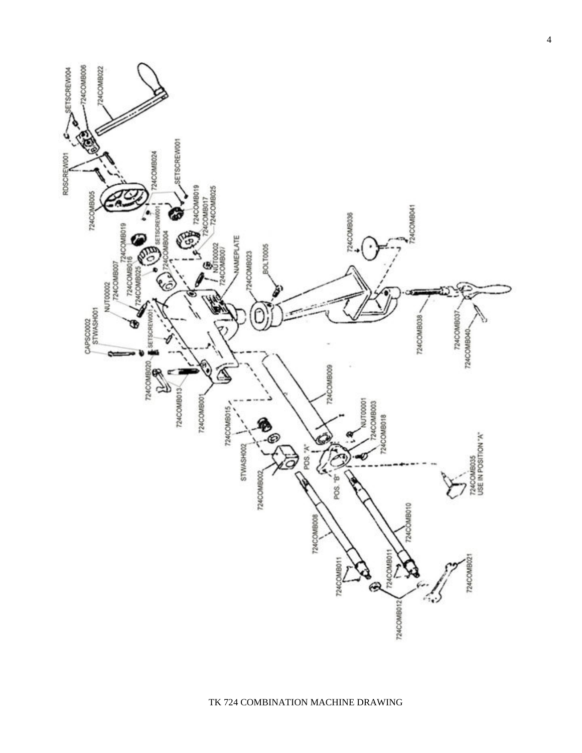TK 724 COMBINATION MACHINE DRAWING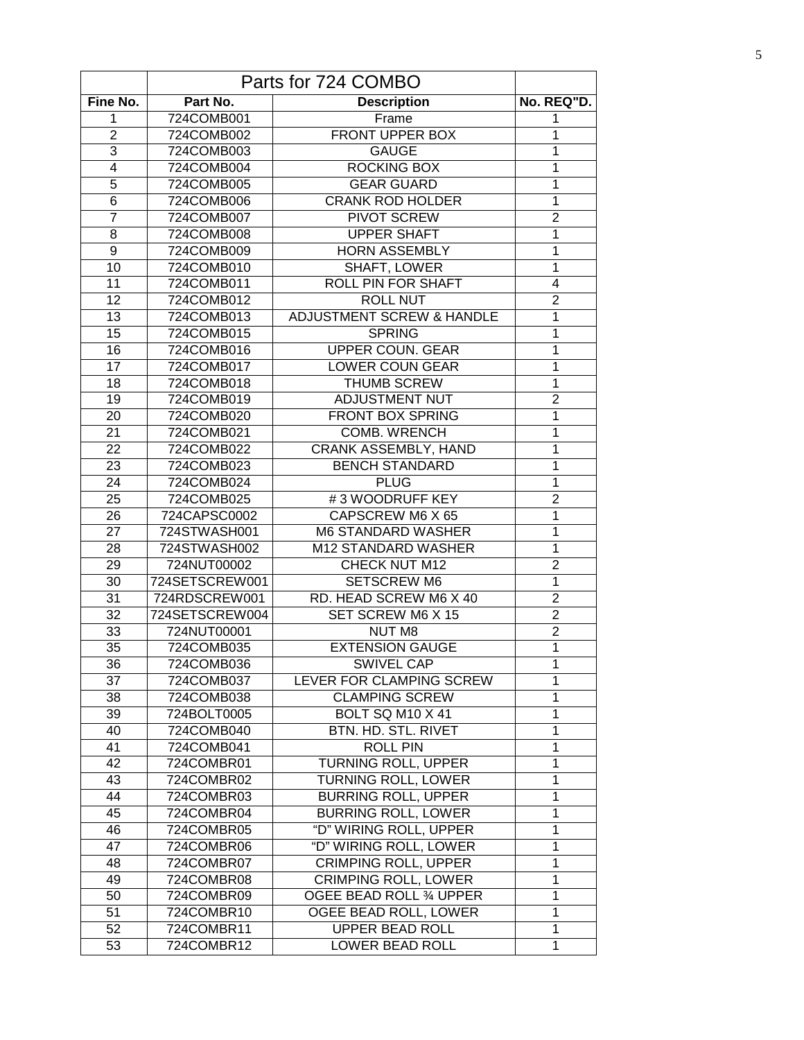| | Parts for 724 COMBO | | |
|---|---|---|---|
| Fine No. | Part No. | Description | No. REQ"D. |
| 1 | 724COMB001 | Frame | 1 |
| 2 | 724COMB002 | FRONT UPPER BOX | 1 |
| 3 | 724COMB003 | GAUGE | 1 |
| 4 | 724COMB004 | ROCKING BOX | 1 |
| 5 | 724COMB005 | GEAR GUARD | 1 |
| 6 | 724COMB006 | CRANK ROD HOLDER | 1 |
| 7 | 724COMB007 | PIVOT SCREW | 2 |
| 8 | 724COMB008 | UPPER SHAFT | 1 |
| 9 | 724COMB009 | HORN ASSEMBLY | 1 |
| 10 | 724COMB010 | SHAFT, LOWER | 1 |
| 11 | 724COMB011 | ROLL PIN FOR SHAFT | 4 |
| 12 | 724COMB012 | ROLL NUT | 2 |
| 13 | 724COMB013 | ADJUSTMENT SCREW & HANDLE | 1 |
| 15 | 724COMB015 | SPRING | 1 |
| 16 | 724COMB016 | UPPER COUN. GEAR | 1 |
| 17 | 724COMB017 | LOWER COUN GEAR | 1 |
| 18 | 724COMB018 | THUMB SCREW | 1 |
| 19 | 724COMB019 | ADJUSTMENT NUT | 2 |
| 20 | 724COMB020 | FRONT BOX SPRING | 1 |
| 21 | 724COMB021 | COMB. WRENCH | 1 |
| 22 | 724COMB022 | CRANK ASSEMBLY, HAND | 1 |
| 23 | 724COMB023 | BENCH STANDARD | 1 |
| 24 | 724COMB024 | PLUG | 1 |
| 25 | 724COMB025 | # 3 WOODRUFF KEY | 2 |
| 26 | 724CAPSC0002 | CAPSCREW M6 X 65 | 1 |
| 27 | 724STWASH001 | M6 STANDARD WASHER | 1 |
| 28 | 724STWASH002 | M12 STANDARD WASHER | 1 |
| 29 | 724NUT00002 | CHECK NUT M12 | 2 |
| 30 | 724SETSCREW001 | SETSCREW M6 | 1 |
| 31 | 724RDSCREW001 | RD. HEAD SCREW M6 X 40 | 2 |
| 32 | 724SETSCREW004 | SET SCREW M6 X 15 | 2 |
| 33 | 724NUT00001 | NUT M8 | 2 |
| 35 | 724COMB035 | EXTENSION GAUGE | 1 |
| 36 | 724COMB036 | SWIVEL CAP | 1 |
| 37 | 724COMB037 | LEVER FOR CLAMPING SCREW | 1 |
| 38 | 724COMB038 | CLAMPING SCREW | 1 |
| 39 | 724BOLT0005 | BOLT SQ M10 X 41 | 1 |
| 40 | 724COMB040 | BTN. HD. STL. RIVET | 1 |
| 41 | 724COMB041 | ROLL PIN | 1 |
| 42 | 724COMBR01 | TURNING ROLL, UPPER | 1 |
| 43 | 724COMBR02 | TURNING ROLL, LOWER | 1 |
| 44 | 724COMBR03 | BURRING ROLL, UPPER | 1 |
| 45 | 724COMBR04 | BURRING ROLL, LOWER | 1 |
| 46 | 724COMBR05 | "D" WIRING ROLL, UPPER | 1 |
| 47 | 724COMBR06 | "D" WIRING ROLL, LOWER | 1 |
| 48 | 724COMBR07 | CRIMPING ROLL, UPPER | 1 |
| 49 | 724COMBR08 | CRIMPING ROLL, LOWER | 1 |
| 50 | 724COMBR09 | OGEE BEAD ROLL ¾ UPPER | 1 |
| 51 | 724COMBR10 | OGEE BEAD ROLL, LOWER | 1 |
| 52 | 724COMBR11 | UPPER BEAD ROLL | 1 |
| 53 | 724COMBR12 | LOWER BEAD ROLL | 1 |